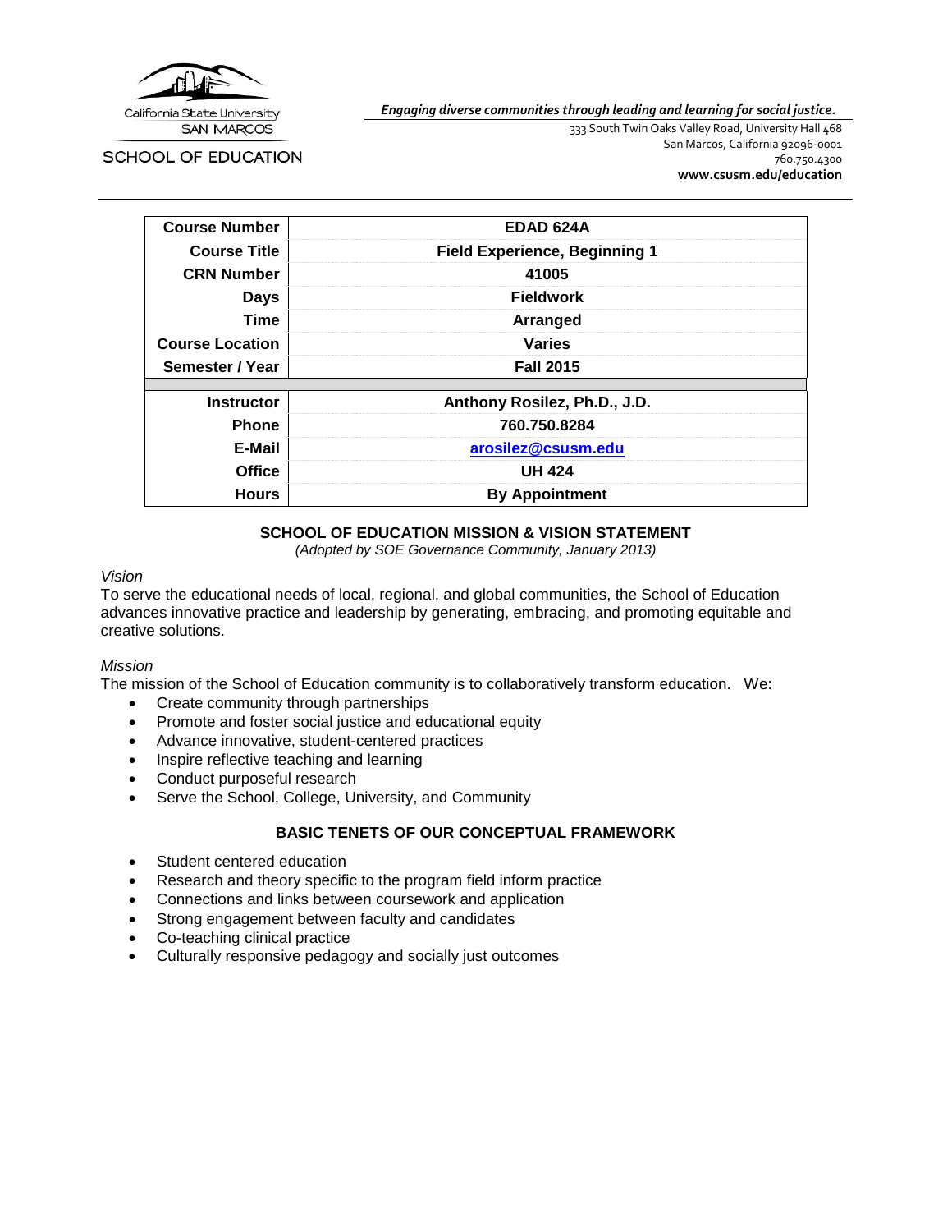California State University
SAN MARCOS

SCHOOL OF EDUCATION

*Engaging diverse communities through leading and learning for social justice.*

333 South Twin Oaks Valley Road, University Hall 468
San Marcos, California 92096-0001
760.750.4300
**www.csusm.edu/education**

| | |
|---|---|
| **Course Number** | **EDAD 624A** |
| **Course Title** | **Field Experience, Beginning 1** |
| **CRN Number** | **41005** |
| **Days** | **Fieldwork** |
| **Time** | **Arranged** |
| **Course Location** | **Varies** |
| **Semester / Year** | **Fall 2015** |
| | |
| **Instructor** | **Anthony Rosilez, Ph.D., J.D.** |
| **Phone** | **760.750.8284** |
| **E-Mail** | **arosilez@csusm.edu** |
| **Office** | **UH 424** |
| **Hours** | **By Appointment** |

## SCHOOL OF EDUCATION MISSION & VISION STATEMENT

*(Adopted by SOE Governance Community, January 2013)*

*Vision*

To serve the educational needs of local, regional, and global communities, the School of Education advances innovative practice and leadership by generating, embracing, and promoting equitable and creative solutions.

*Mission*

The mission of the School of Education community is to collaboratively transform education. We:

- Create community through partnerships
- Promote and foster social justice and educational equity
- Advance innovative, student-centered practices
- Inspire reflective teaching and learning
- Conduct purposeful research
- Serve the School, College, University, and Community

## BASIC TENETS OF OUR CONCEPTUAL FRAMEWORK

- Student centered education
- Research and theory specific to the program field inform practice
- Connections and links between coursework and application
- Strong engagement between faculty and candidates
- Co-teaching clinical practice
- Culturally responsive pedagogy and socially just outcomes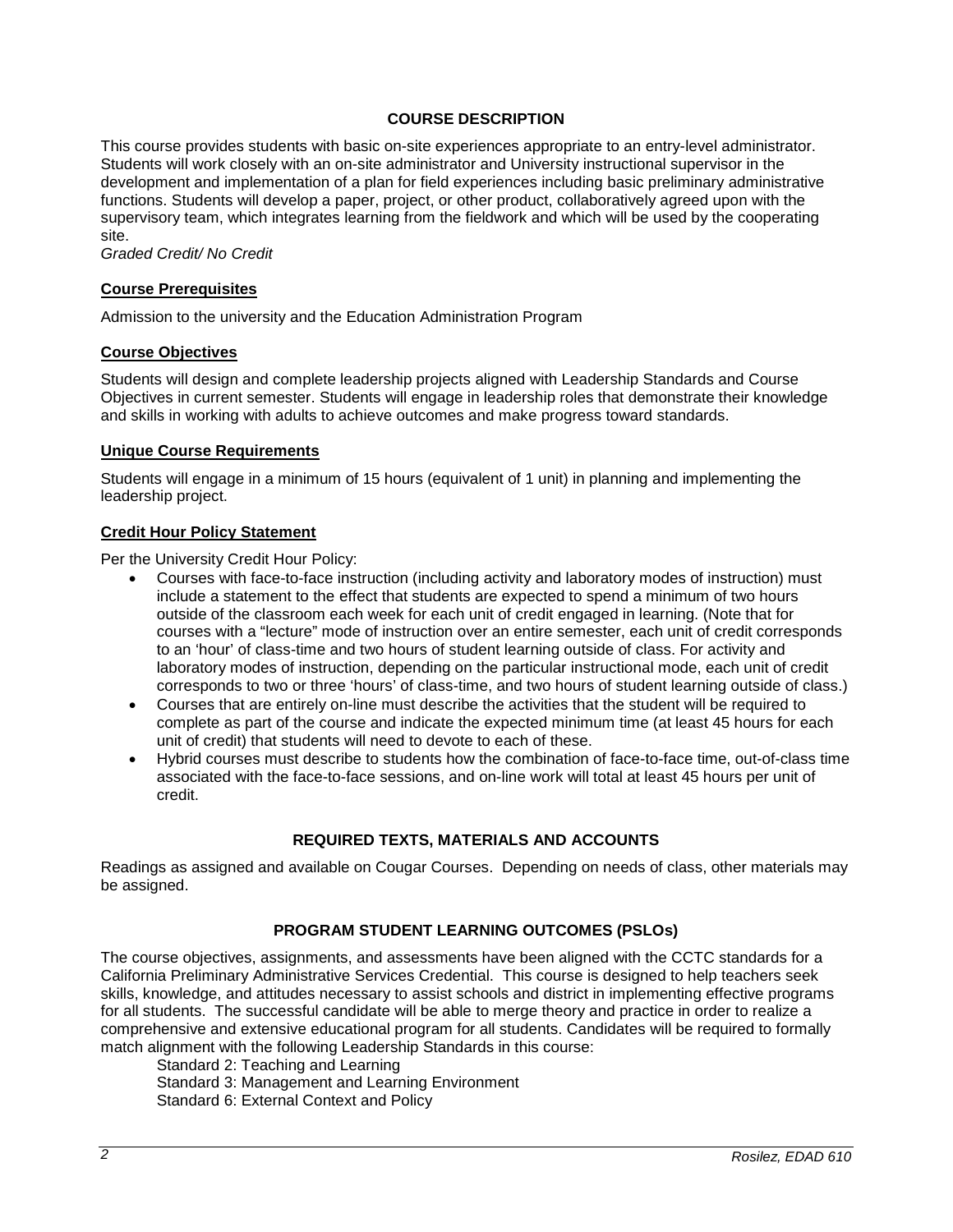## COURSE DESCRIPTION

This course provides students with basic on-site experiences appropriate to an entry-level administrator. Students will work closely with an on-site administrator and University instructional supervisor in the development and implementation of a plan for field experiences including basic preliminary administrative functions. Students will develop a paper, project, or other product, collaboratively agreed upon with the supervisory team, which integrates learning from the fieldwork and which will be used by the cooperating site.
*Graded Credit/ No Credit*

### Course Prerequisites

Admission to the university and the Education Administration Program

### Course Objectives

Students will design and complete leadership projects aligned with Leadership Standards and Course Objectives in current semester. Students will engage in leadership roles that demonstrate their knowledge and skills in working with adults to achieve outcomes and make progress toward standards.

### Unique Course Requirements

Students will engage in a minimum of 15 hours (equivalent of 1 unit) in planning and implementing the leadership project.

### Credit Hour Policy Statement

Per the University Credit Hour Policy:

- Courses with face-to-face instruction (including activity and laboratory modes of instruction) must include a statement to the effect that students are expected to spend a minimum of two hours outside of the classroom each week for each unit of credit engaged in learning. (Note that for courses with a "lecture" mode of instruction over an entire semester, each unit of credit corresponds to an 'hour' of class-time and two hours of student learning outside of class. For activity and laboratory modes of instruction, depending on the particular instructional mode, each unit of credit corresponds to two or three 'hours' of class-time, and two hours of student learning outside of class.)
- Courses that are entirely on-line must describe the activities that the student will be required to complete as part of the course and indicate the expected minimum time (at least 45 hours for each unit of credit) that students will need to devote to each of these.
- Hybrid courses must describe to students how the combination of face-to-face time, out-of-class time associated with the face-to-face sessions, and on-line work will total at least 45 hours per unit of credit.

## REQUIRED TEXTS, MATERIALS AND ACCOUNTS

Readings as assigned and available on Cougar Courses. Depending on needs of class, other materials may be assigned.

## PROGRAM STUDENT LEARNING OUTCOMES (PSLOs)

The course objectives, assignments, and assessments have been aligned with the CCTC standards for a California Preliminary Administrative Services Credential. This course is designed to help teachers seek skills, knowledge, and attitudes necessary to assist schools and district in implementing effective programs for all students. The successful candidate will be able to merge theory and practice in order to realize a comprehensive and extensive educational program for all students. Candidates will be required to formally match alignment with the following Leadership Standards in this course:

Standard 2: Teaching and Learning
Standard 3: Management and Learning Environment
Standard 6: External Context and Policy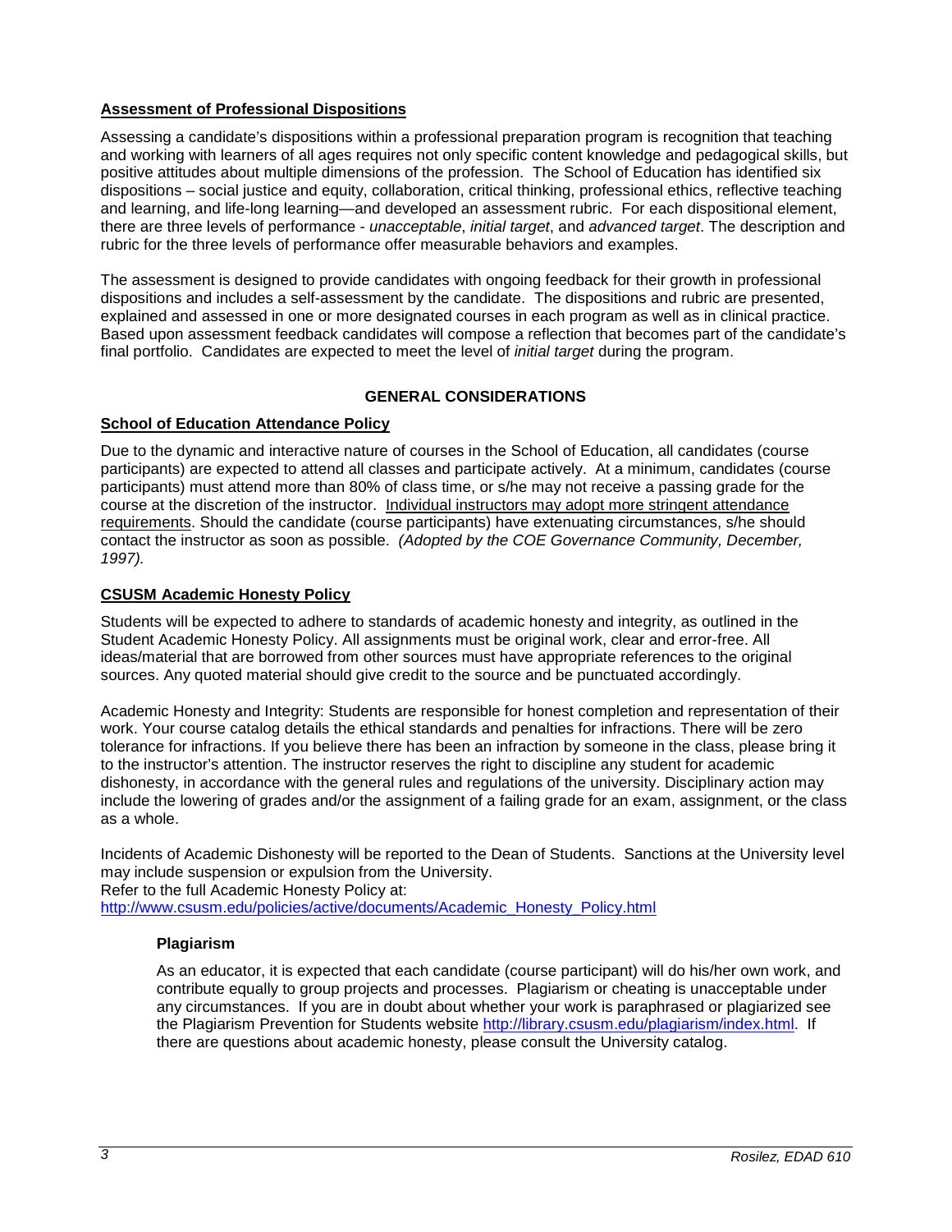**Assessment of Professional Dispositions**

Assessing a candidate's dispositions within a professional preparation program is recognition that teaching and working with learners of all ages requires not only specific content knowledge and pedagogical skills, but positive attitudes about multiple dimensions of the profession. The School of Education has identified six dispositions – social justice and equity, collaboration, critical thinking, professional ethics, reflective teaching and learning, and life-long learning—and developed an assessment rubric. For each dispositional element, there are three levels of performance - *unacceptable*, *initial target*, and *advanced target*. The description and rubric for the three levels of performance offer measurable behaviors and examples.

The assessment is designed to provide candidates with ongoing feedback for their growth in professional dispositions and includes a self-assessment by the candidate. The dispositions and rubric are presented, explained and assessed in one or more designated courses in each program as well as in clinical practice. Based upon assessment feedback candidates will compose a reflection that becomes part of the candidate's final portfolio. Candidates are expected to meet the level of *initial target* during the program.

## GENERAL CONSIDERATIONS

**School of Education Attendance Policy**

Due to the dynamic and interactive nature of courses in the School of Education, all candidates (course participants) are expected to attend all classes and participate actively. At a minimum, candidates (course participants) must attend more than 80% of class time, or s/he may not receive a passing grade for the course at the discretion of the instructor. Individual instructors may adopt more stringent attendance requirements. Should the candidate (course participants) have extenuating circumstances, s/he should contact the instructor as soon as possible. *(Adopted by the COE Governance Community, December, 1997).*

**CSUSM Academic Honesty Policy**

Students will be expected to adhere to standards of academic honesty and integrity, as outlined in the Student Academic Honesty Policy. All assignments must be original work, clear and error-free. All ideas/material that are borrowed from other sources must have appropriate references to the original sources. Any quoted material should give credit to the source and be punctuated accordingly.

Academic Honesty and Integrity: Students are responsible for honest completion and representation of their work. Your course catalog details the ethical standards and penalties for infractions. There will be zero tolerance for infractions. If you believe there has been an infraction by someone in the class, please bring it to the instructor's attention. The instructor reserves the right to discipline any student for academic dishonesty, in accordance with the general rules and regulations of the university. Disciplinary action may include the lowering of grades and/or the assignment of a failing grade for an exam, assignment, or the class as a whole.

Incidents of Academic Dishonesty will be reported to the Dean of Students. Sanctions at the University level may include suspension or expulsion from the University.
Refer to the full Academic Honesty Policy at:
http://www.csusm.edu/policies/active/documents/Academic_Honesty_Policy.html

**Plagiarism**

As an educator, it is expected that each candidate (course participant) will do his/her own work, and contribute equally to group projects and processes. Plagiarism or cheating is unacceptable under any circumstances. If you are in doubt about whether your work is paraphrased or plagiarized see the Plagiarism Prevention for Students website http://library.csusm.edu/plagiarism/index.html. If there are questions about academic honesty, please consult the University catalog.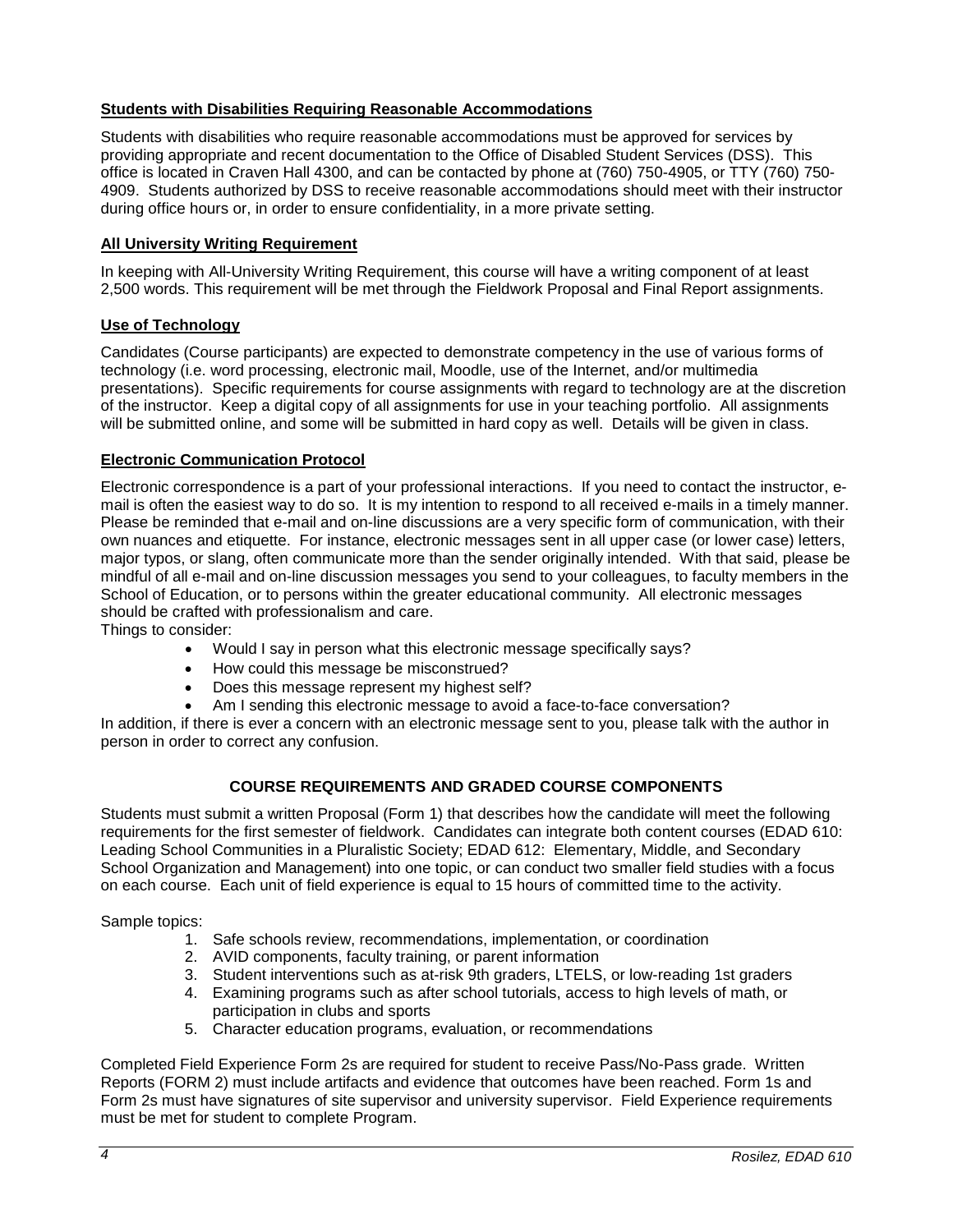## **Students with Disabilities Requiring Reasonable Accommodations**

Students with disabilities who require reasonable accommodations must be approved for services by providing appropriate and recent documentation to the Office of Disabled Student Services (DSS). This office is located in Craven Hall 4300, and can be contacted by phone at (760) 750-4905, or TTY (760) 750-4909. Students authorized by DSS to receive reasonable accommodations should meet with their instructor during office hours or, in order to ensure confidentiality, in a more private setting.

## **All University Writing Requirement**

In keeping with All-University Writing Requirement, this course will have a writing component of at least 2,500 words. This requirement will be met through the Fieldwork Proposal and Final Report assignments.

## **Use of Technology**

Candidates (Course participants) are expected to demonstrate competency in the use of various forms of technology (i.e. word processing, electronic mail, Moodle, use of the Internet, and/or multimedia presentations). Specific requirements for course assignments with regard to technology are at the discretion of the instructor. Keep a digital copy of all assignments for use in your teaching portfolio. All assignments will be submitted online, and some will be submitted in hard copy as well. Details will be given in class.

## **Electronic Communication Protocol**

Electronic correspondence is a part of your professional interactions. If you need to contact the instructor, e-mail is often the easiest way to do so. It is my intention to respond to all received e-mails in a timely manner. Please be reminded that e-mail and on-line discussions are a very specific form of communication, with their own nuances and etiquette. For instance, electronic messages sent in all upper case (or lower case) letters, major typos, or slang, often communicate more than the sender originally intended. With that said, please be mindful of all e-mail and on-line discussion messages you send to your colleagues, to faculty members in the School of Education, or to persons within the greater educational community. All electronic messages should be crafted with professionalism and care.

Things to consider:

- Would I say in person what this electronic message specifically says?
- How could this message be misconstrued?
- Does this message represent my highest self?
- Am I sending this electronic message to avoid a face-to-face conversation?

In addition, if there is ever a concern with an electronic message sent to you, please talk with the author in person in order to correct any confusion.

## **COURSE REQUIREMENTS AND GRADED COURSE COMPONENTS**

Students must submit a written Proposal (Form 1) that describes how the candidate will meet the following requirements for the first semester of fieldwork. Candidates can integrate both content courses (EDAD 610: Leading School Communities in a Pluralistic Society; EDAD 612: Elementary, Middle, and Secondary School Organization and Management) into one topic, or can conduct two smaller field studies with a focus on each course. Each unit of field experience is equal to 15 hours of committed time to the activity.

Sample topics:

1. Safe schools review, recommendations, implementation, or coordination
2. AVID components, faculty training, or parent information
3. Student interventions such as at-risk 9th graders, LTELS, or low-reading 1st graders
4. Examining programs such as after school tutorials, access to high levels of math, or participation in clubs and sports
5. Character education programs, evaluation, or recommendations

Completed Field Experience Form 2s are required for student to receive Pass/No-Pass grade. Written Reports (FORM 2) must include artifacts and evidence that outcomes have been reached. Form 1s and Form 2s must have signatures of site supervisor and university supervisor. Field Experience requirements must be met for student to complete Program.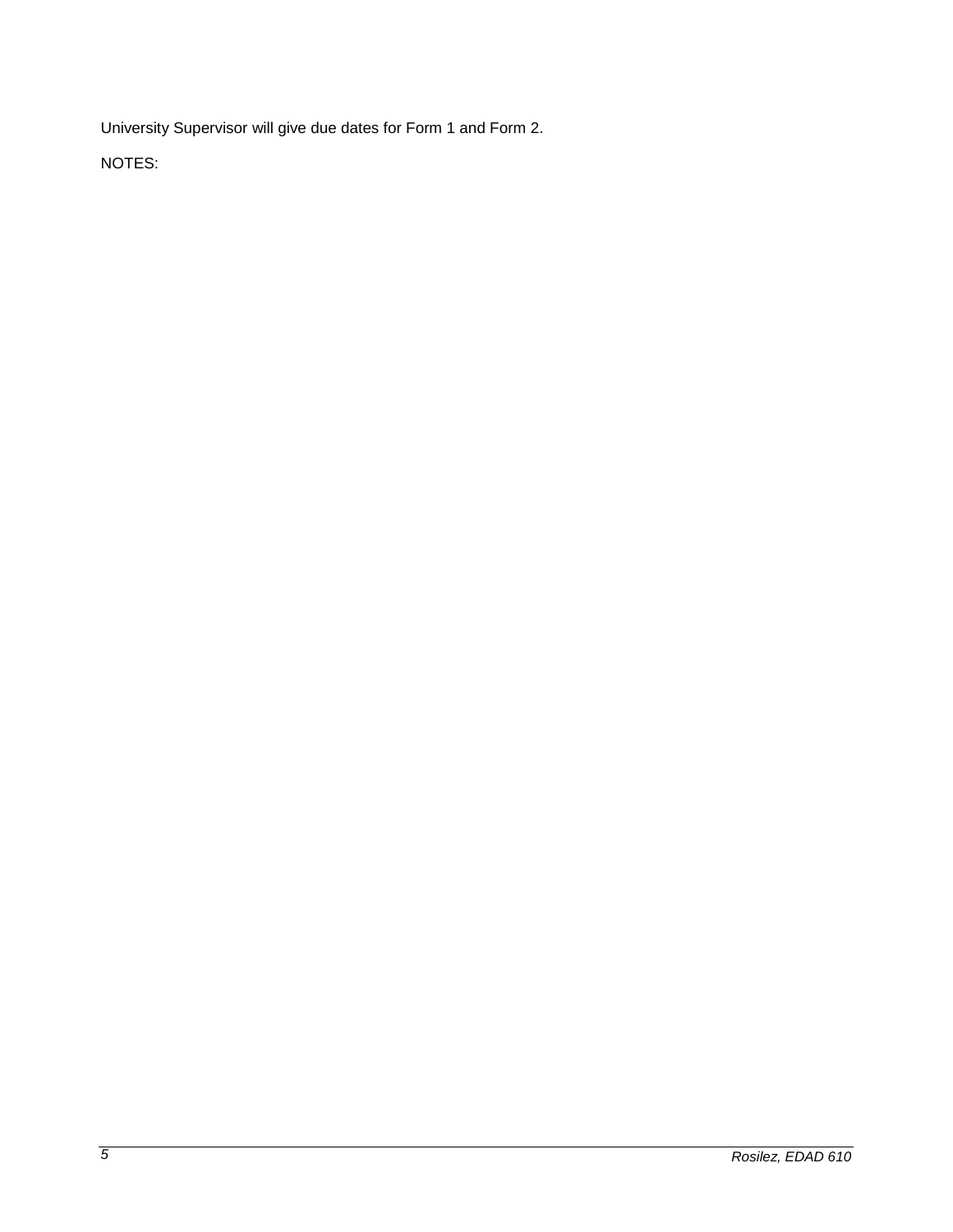University Supervisor will give due dates for Form 1 and Form 2.

NOTES: